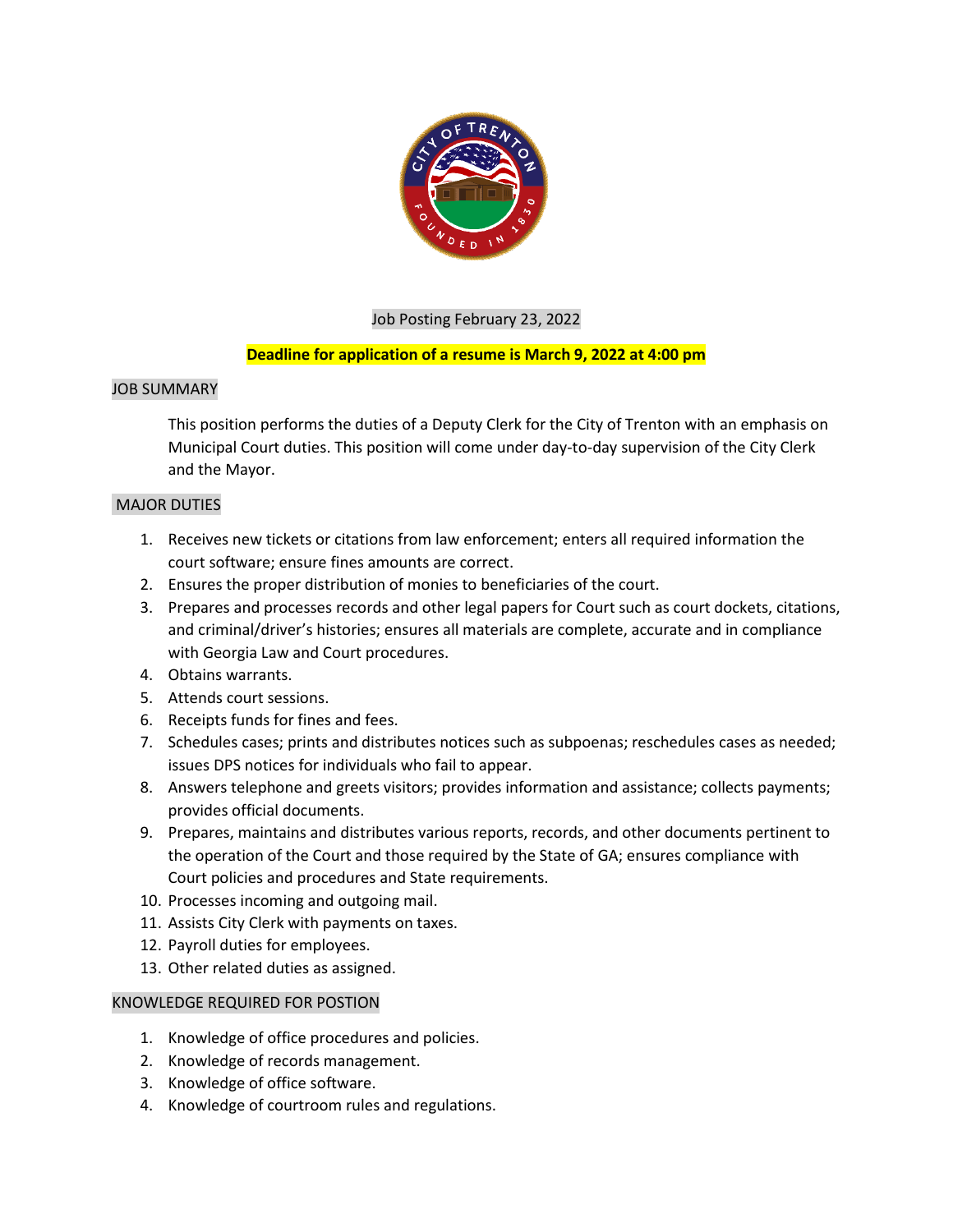Job Posting February 23, 2022

**Deadline for application of a resume is March 9, 2022 at 4:00 pm**

## JOB SUMMARY

This position performs the duties of a Deputy Clerk for the City of Trenton with an emphasis on Municipal Court duties. This position will come under day-to-day supervision of the City Clerk and the Mayor.

## MAJOR DUTIES

1. Receives new tickets or citations from law enforcement; enters all required information the court software; ensure fines amounts are correct.
2. Ensures the proper distribution of monies to beneficiaries of the court.
3. Prepares and processes records and other legal papers for Court such as court dockets, citations, and criminal/driver's histories; ensures all materials are complete, accurate and in compliance with Georgia Law and Court procedures.
4. Obtains warrants.
5. Attends court sessions.
6. Receipts funds for fines and fees.
7. Schedules cases; prints and distributes notices such as subpoenas; reschedules cases as needed; issues DPS notices for individuals who fail to appear.
8. Answers telephone and greets visitors; provides information and assistance; collects payments; provides official documents.
9. Prepares, maintains and distributes various reports, records, and other documents pertinent to the operation of the Court and those required by the State of GA; ensures compliance with Court policies and procedures and State requirements.
10. Processes incoming and outgoing mail.
11. Assists City Clerk with payments on taxes.
12. Payroll duties for employees.
13. Other related duties as assigned.

## KNOWLEDGE REQUIRED FOR POSTION

1. Knowledge of office procedures and policies.
2. Knowledge of records management.
3. Knowledge of office software.
4. Knowledge of courtroom rules and regulations.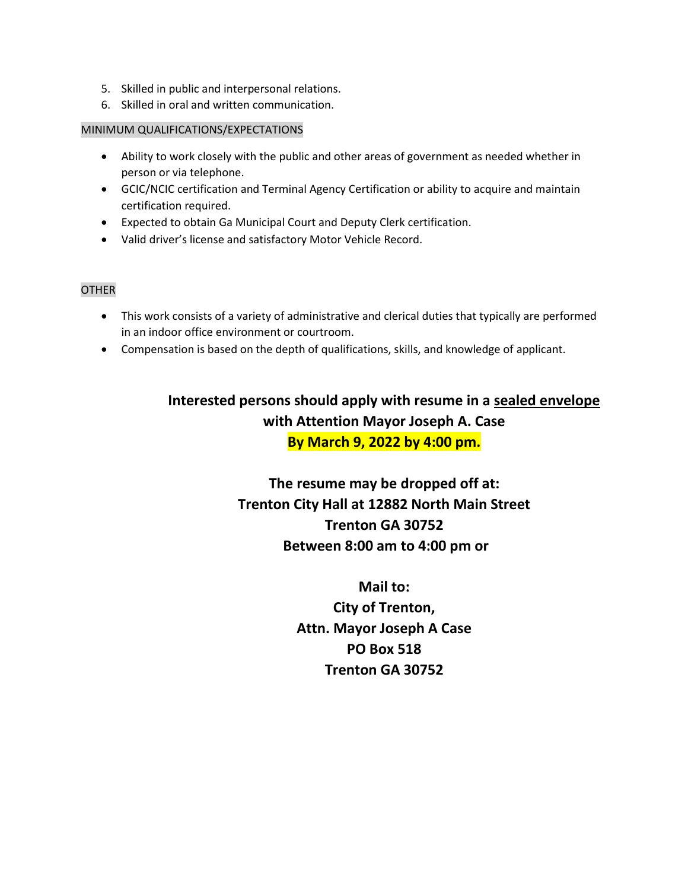5. Skilled in public and interpersonal relations.
6. Skilled in oral and written communication.

## MINIMUM QUALIFICATIONS/EXPECTATIONS

- Ability to work closely with the public and other areas of government as needed whether in person or via telephone.
- GCIC/NCIC certification and Terminal Agency Certification or ability to acquire and maintain certification required.
- Expected to obtain Ga Municipal Court and Deputy Clerk certification.
- Valid driver's license and satisfactory Motor Vehicle Record.

## OTHER

- This work consists of a variety of administrative and clerical duties that typically are performed in an indoor office environment or courtroom.
- Compensation is based on the depth of qualifications, skills, and knowledge of applicant.

**Interested persons should apply with resume in a sealed envelope with Attention Mayor Joseph A. Case**
**By March 9, 2022 by 4:00 pm.**

**The resume may be dropped off at:**
**Trenton City Hall at 12882 North Main Street**
**Trenton GA 30752**
**Between 8:00 am to 4:00 pm or**

**Mail to:**
**City of Trenton,**
**Attn. Mayor Joseph A Case**
**PO Box 518**
**Trenton GA 30752**